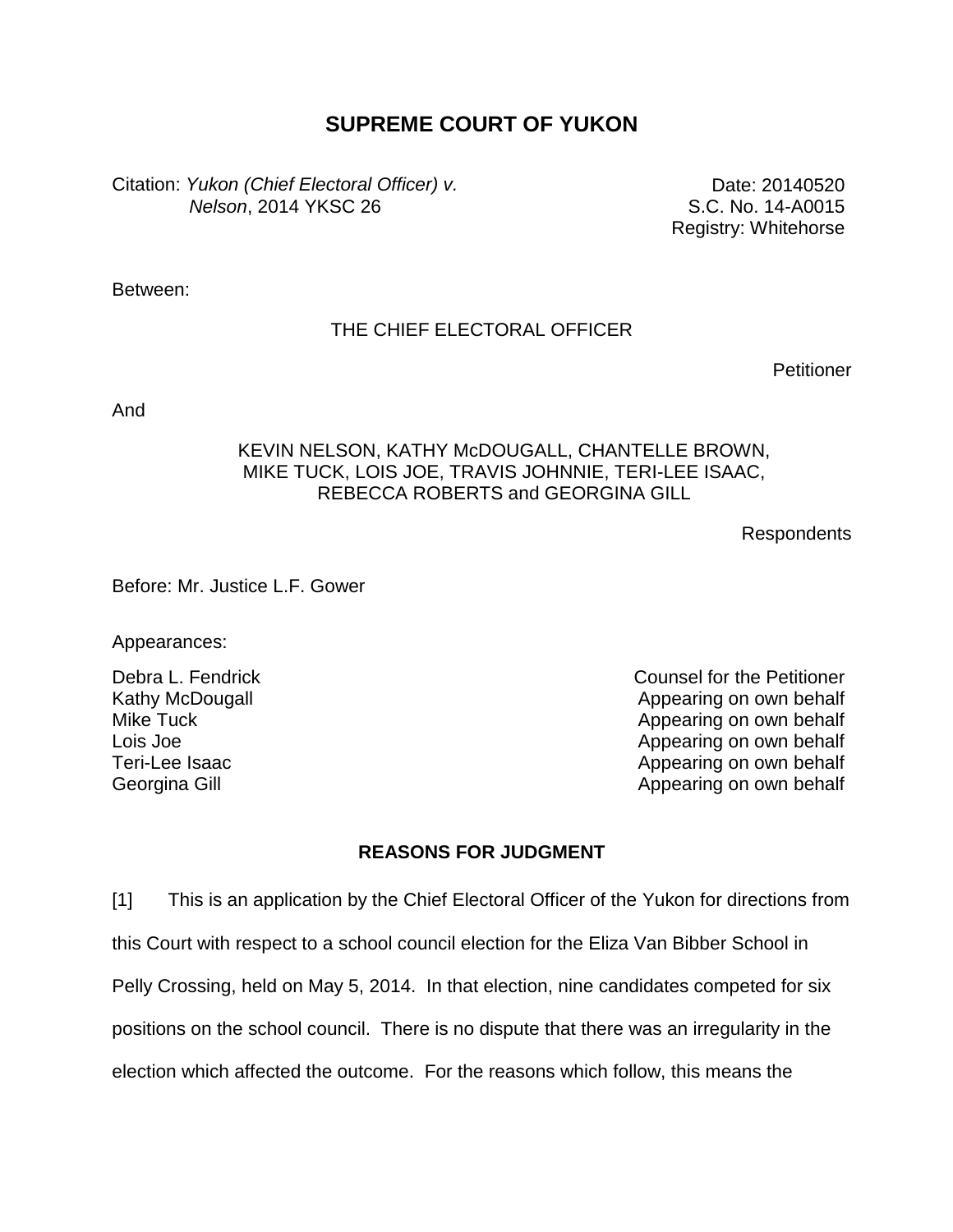# SUPREME COURT OF YUKON

Citation: *Yukon (Chief Electoral Officer) v. Nelson*, 2014 YKSC 26

Date: 20140520
S.C. No. 14-A0015
Registry: Whitehorse

Between:

THE CHIEF ELECTORAL OFFICER

Petitioner

And

KEVIN NELSON, KATHY McDOUGALL, CHANTELLE BROWN, MIKE TUCK, LOIS JOE, TRAVIS JOHNNIE, TERI-LEE ISAAC, REBECCA ROBERTS and GEORGINA GILL

Respondents

Before: Mr. Justice L.F. Gower

Appearances:

| | |
|---|---|
| Debra L. Fendrick | Counsel for the Petitioner |
| Kathy McDougall | Appearing on own behalf |
| Mike Tuck | Appearing on own behalf |
| Lois Joe | Appearing on own behalf |
| Teri-Lee Isaac | Appearing on own behalf |
| Georgina Gill | Appearing on own behalf |

## REASONS FOR JUDGMENT

[1] This is an application by the Chief Electoral Officer of the Yukon for directions from this Court with respect to a school council election for the Eliza Van Bibber School in Pelly Crossing, held on May 5, 2014. In that election, nine candidates competed for six positions on the school council. There is no dispute that there was an irregularity in the election which affected the outcome. For the reasons which follow, this means the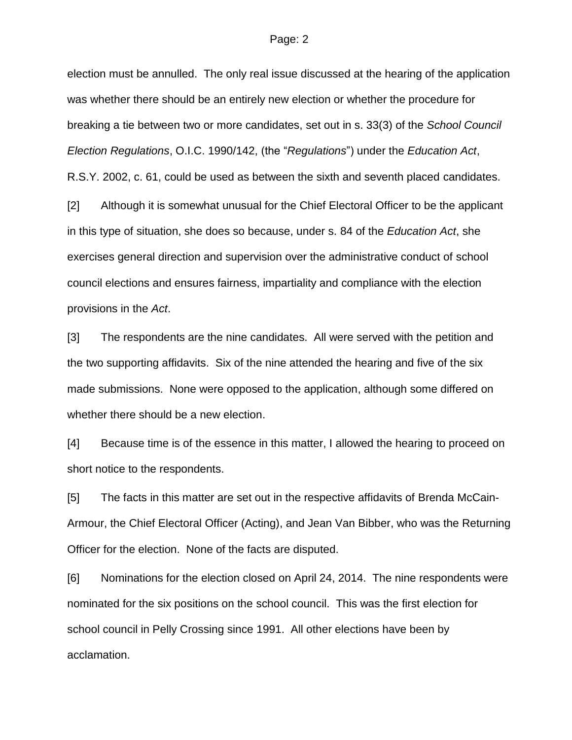election must be annulled. The only real issue discussed at the hearing of the application was whether there should be an entirely new election or whether the procedure for breaking a tie between two or more candidates, set out in s. 33(3) of the *School Council Election Regulations*, O.I.C. 1990/142, (the "*Regulations*") under the *Education Act*, R.S.Y. 2002, c. 61, could be used as between the sixth and seventh placed candidates.

[2] Although it is somewhat unusual for the Chief Electoral Officer to be the applicant in this type of situation, she does so because, under s. 84 of the *Education Act*, she exercises general direction and supervision over the administrative conduct of school council elections and ensures fairness, impartiality and compliance with the election provisions in the *Act*.

[3] The respondents are the nine candidates. All were served with the petition and the two supporting affidavits. Six of the nine attended the hearing and five of the six made submissions. None were opposed to the application, although some differed on whether there should be a new election.

[4] Because time is of the essence in this matter, I allowed the hearing to proceed on short notice to the respondents.

[5] The facts in this matter are set out in the respective affidavits of Brenda McCain-Armour, the Chief Electoral Officer (Acting), and Jean Van Bibber, who was the Returning Officer for the election. None of the facts are disputed.

[6] Nominations for the election closed on April 24, 2014. The nine respondents were nominated for the six positions on the school council. This was the first election for school council in Pelly Crossing since 1991. All other elections have been by acclamation.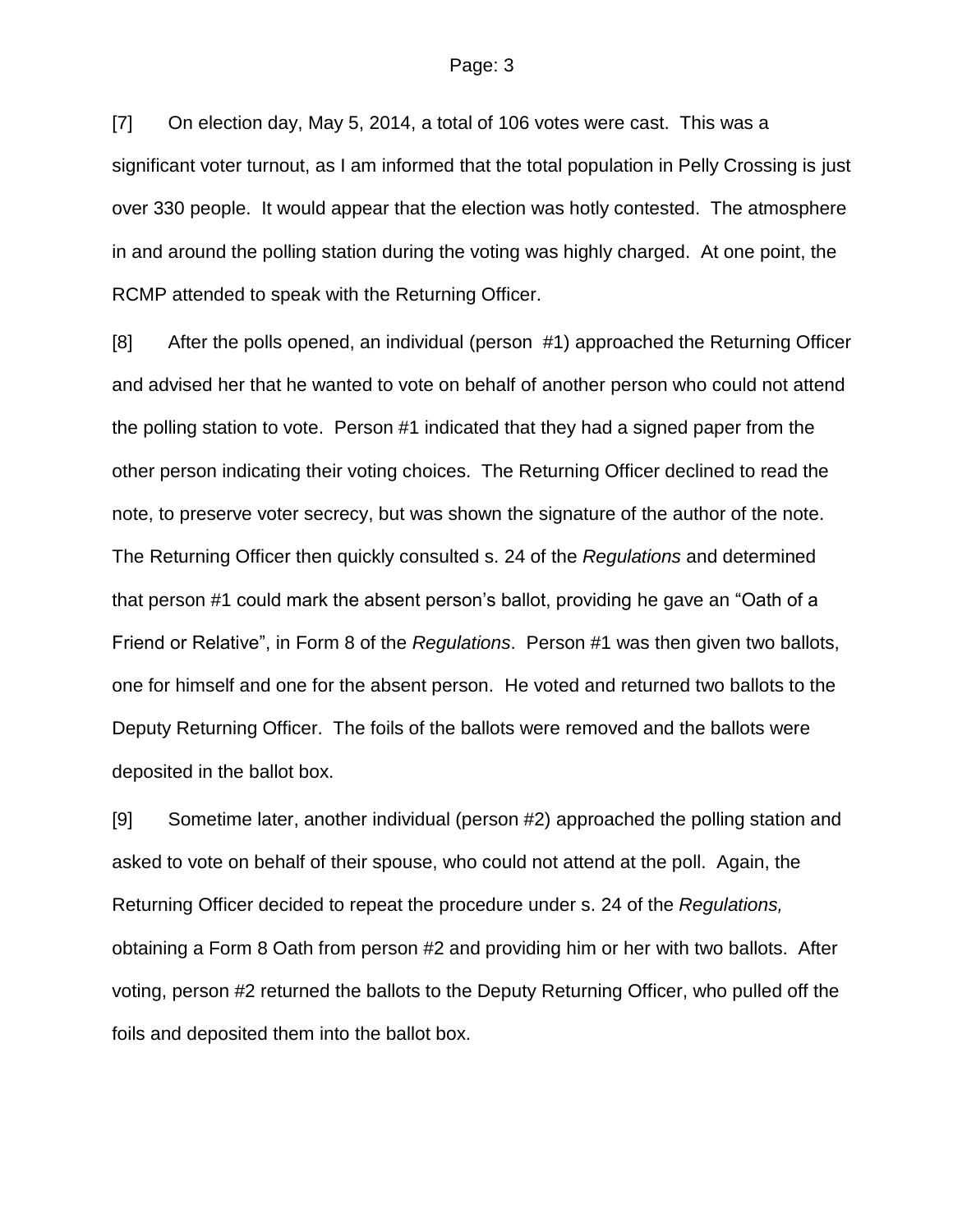[7] On election day, May 5, 2014, a total of 106 votes were cast. This was a significant voter turnout, as I am informed that the total population in Pelly Crossing is just over 330 people. It would appear that the election was hotly contested. The atmosphere in and around the polling station during the voting was highly charged. At one point, the RCMP attended to speak with the Returning Officer.

[8] After the polls opened, an individual (person #1) approached the Returning Officer and advised her that he wanted to vote on behalf of another person who could not attend the polling station to vote. Person #1 indicated that they had a signed paper from the other person indicating their voting choices. The Returning Officer declined to read the note, to preserve voter secrecy, but was shown the signature of the author of the note. The Returning Officer then quickly consulted s. 24 of the *Regulations* and determined that person #1 could mark the absent person's ballot, providing he gave an "Oath of a Friend or Relative", in Form 8 of the *Regulations*. Person #1 was then given two ballots, one for himself and one for the absent person. He voted and returned two ballots to the Deputy Returning Officer. The foils of the ballots were removed and the ballots were deposited in the ballot box.

[9] Sometime later, another individual (person #2) approached the polling station and asked to vote on behalf of their spouse, who could not attend at the poll. Again, the Returning Officer decided to repeat the procedure under s. 24 of the *Regulations,* obtaining a Form 8 Oath from person #2 and providing him or her with two ballots. After voting, person #2 returned the ballots to the Deputy Returning Officer, who pulled off the foils and deposited them into the ballot box.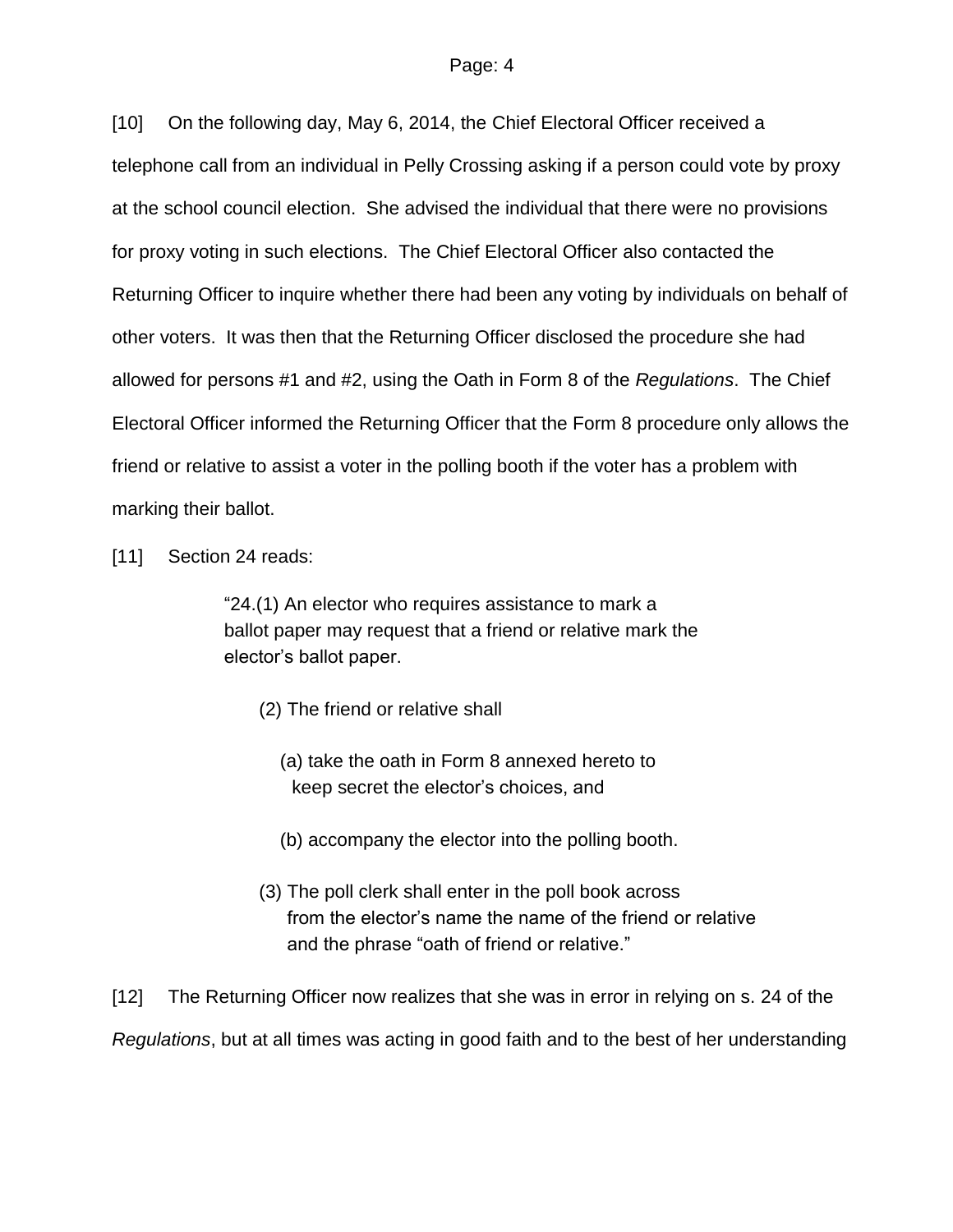[10] On the following day, May 6, 2014, the Chief Electoral Officer received a telephone call from an individual in Pelly Crossing asking if a person could vote by proxy at the school council election. She advised the individual that there were no provisions for proxy voting in such elections. The Chief Electoral Officer also contacted the Returning Officer to inquire whether there had been any voting by individuals on behalf of other voters. It was then that the Returning Officer disclosed the procedure she had allowed for persons #1 and #2, using the Oath in Form 8 of the *Regulations*. The Chief Electoral Officer informed the Returning Officer that the Form 8 procedure only allows the friend or relative to assist a voter in the polling booth if the voter has a problem with marking their ballot.

[11] Section 24 reads:

> "24.(1) An elector who requires assistance to mark a ballot paper may request that a friend or relative mark the elector's ballot paper.
>
> (2) The friend or relative shall
>
> (a) take the oath in Form 8 annexed hereto to keep secret the elector's choices, and
>
> (b) accompany the elector into the polling booth.
>
> (3) The poll clerk shall enter in the poll book across from the elector's name the name of the friend or relative and the phrase "oath of friend or relative."

[12] The Returning Officer now realizes that she was in error in relying on s. 24 of the *Regulations*, but at all times was acting in good faith and to the best of her understanding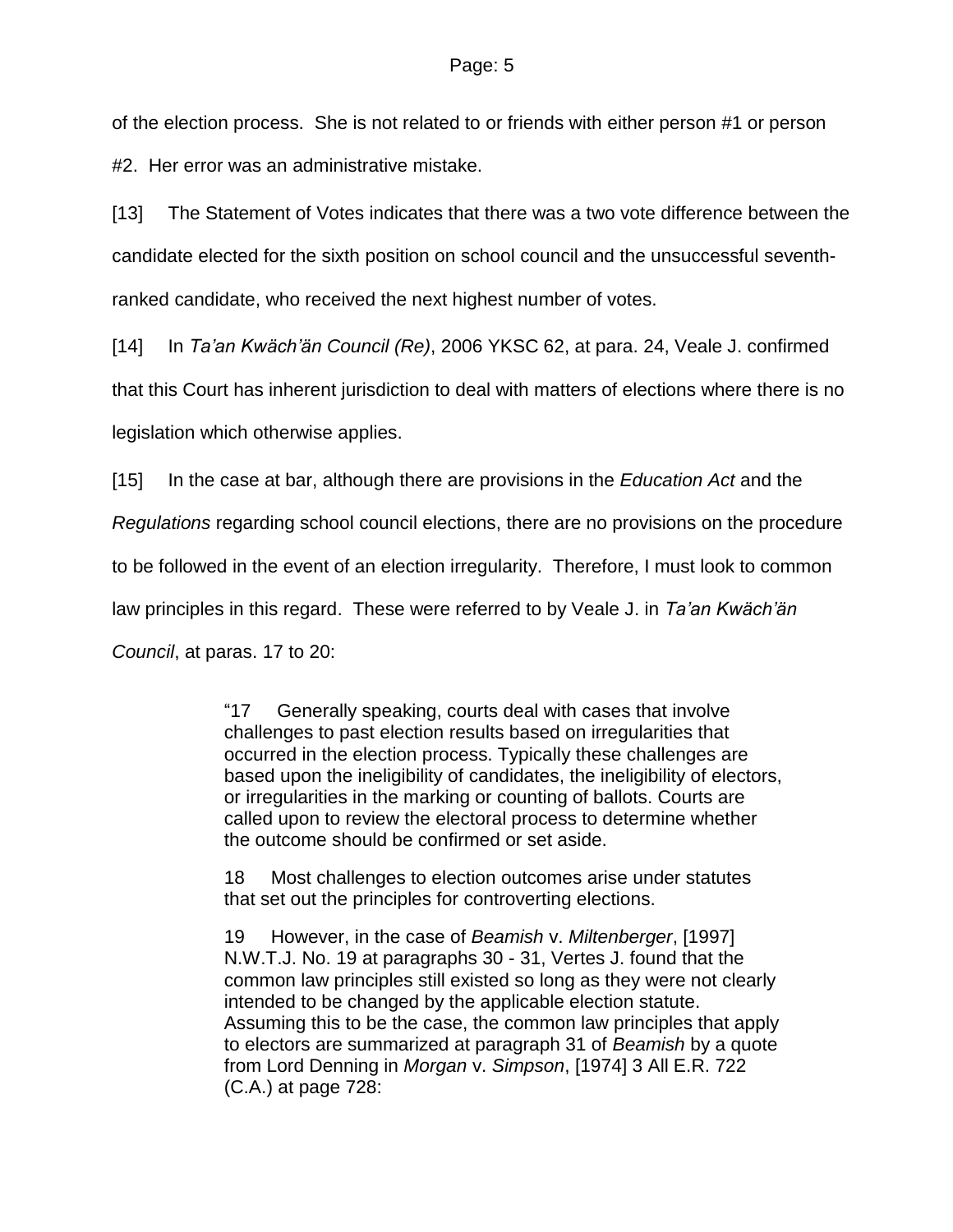of the election process. She is not related to or friends with either person #1 or person #2. Her error was an administrative mistake.

[13] The Statement of Votes indicates that there was a two vote difference between the candidate elected for the sixth position on school council and the unsuccessful seventh-ranked candidate, who received the next highest number of votes.

[14] In *Ta'an Kwäch'än Council (Re)*, 2006 YKSC 62, at para. 24, Veale J. confirmed that this Court has inherent jurisdiction to deal with matters of elections where there is no legislation which otherwise applies.

[15] In the case at bar, although there are provisions in the *Education Act* and the *Regulations* regarding school council elections, there are no provisions on the procedure to be followed in the event of an election irregularity. Therefore, I must look to common law principles in this regard. These were referred to by Veale J. in *Ta'an Kwäch'än Council*, at paras. 17 to 20:

> "17 Generally speaking, courts deal with cases that involve challenges to past election results based on irregularities that occurred in the election process. Typically these challenges are based upon the ineligibility of candidates, the ineligibility of electors, or irregularities in the marking or counting of ballots. Courts are called upon to review the electoral process to determine whether the outcome should be confirmed or set aside.
>
> 18 Most challenges to election outcomes arise under statutes that set out the principles for controverting elections.
>
> 19 However, in the case of *Beamish* v. *Miltenberger*, [1997] N.W.T.J. No. 19 at paragraphs 30 - 31, Vertes J. found that the common law principles still existed so long as they were not clearly intended to be changed by the applicable election statute. Assuming this to be the case, the common law principles that apply to electors are summarized at paragraph 31 of *Beamish* by a quote from Lord Denning in *Morgan* v. *Simpson*, [1974] 3 All E.R. 722 (C.A.) at page 728: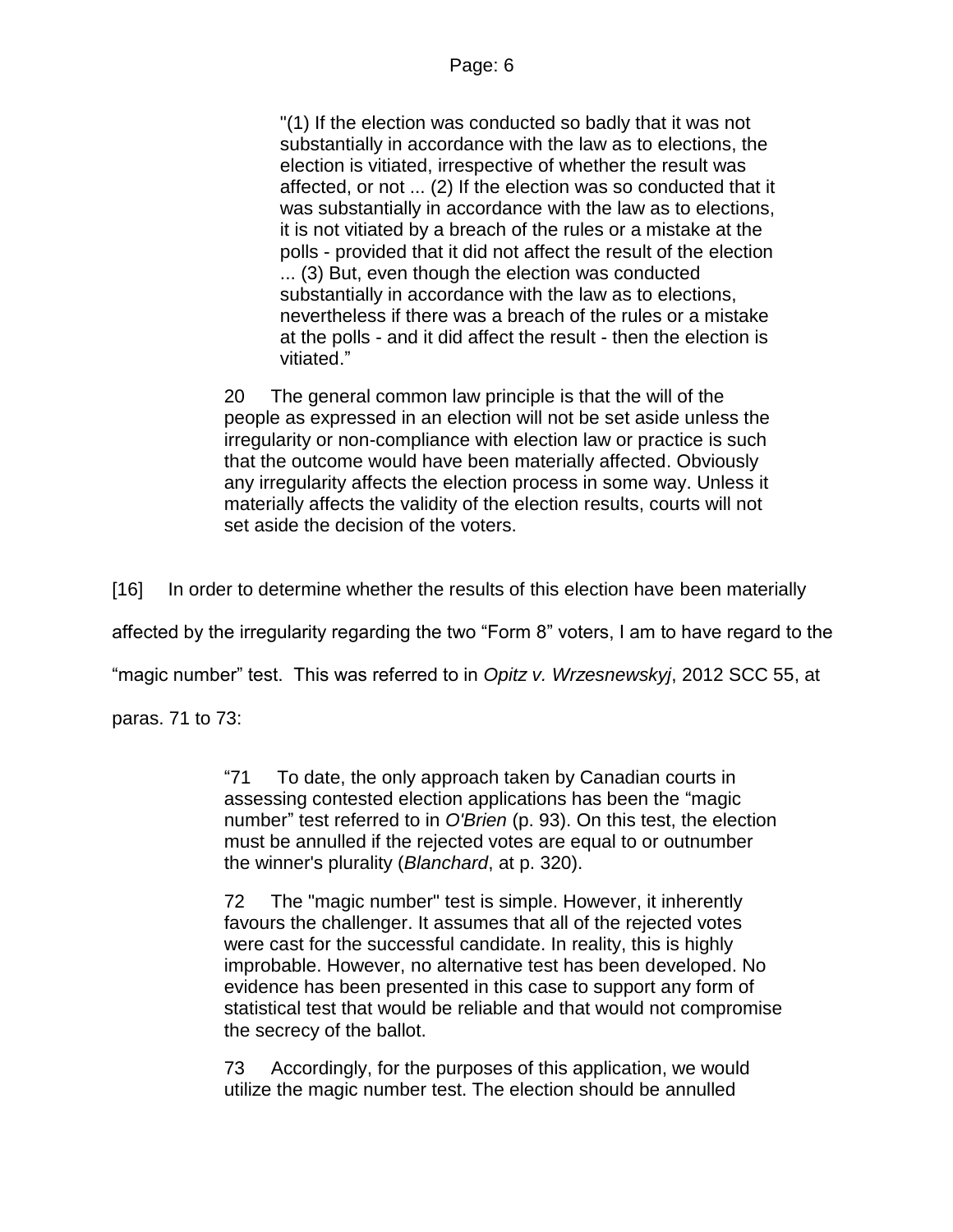> "(1) If the election was conducted so badly that it was not substantially in accordance with the law as to elections, the election is vitiated, irrespective of whether the result was affected, or not ... (2) If the election was so conducted that it was substantially in accordance with the law as to elections, it is not vitiated by a breach of the rules or a mistake at the polls - provided that it did not affect the result of the election ... (3) But, even though the election was conducted substantially in accordance with the law as to elections, nevertheless if there was a breach of the rules or a mistake at the polls - and it did affect the result - then the election is vitiated."
>
> 20 The general common law principle is that the will of the people as expressed in an election will not be set aside unless the irregularity or non-compliance with election law or practice is such that the outcome would have been materially affected. Obviously any irregularity affects the election process in some way. Unless it materially affects the validity of the election results, courts will not set aside the decision of the voters.

[16] In order to determine whether the results of this election have been materially affected by the irregularity regarding the two "Form 8" voters, I am to have regard to the "magic number" test. This was referred to in *Opitz v. Wrzesnewskyj*, 2012 SCC 55, at paras. 71 to 73:

> "71 To date, the only approach taken by Canadian courts in assessing contested election applications has been the "magic number" test referred to in *O'Brien* (p. 93). On this test, the election must be annulled if the rejected votes are equal to or outnumber the winner's plurality (*Blanchard*, at p. 320).
>
> 72 The "magic number" test is simple. However, it inherently favours the challenger. It assumes that all of the rejected votes were cast for the successful candidate. In reality, this is highly improbable. However, no alternative test has been developed. No evidence has been presented in this case to support any form of statistical test that would be reliable and that would not compromise the secrecy of the ballot.
>
> 73 Accordingly, for the purposes of this application, we would utilize the magic number test. The election should be annulled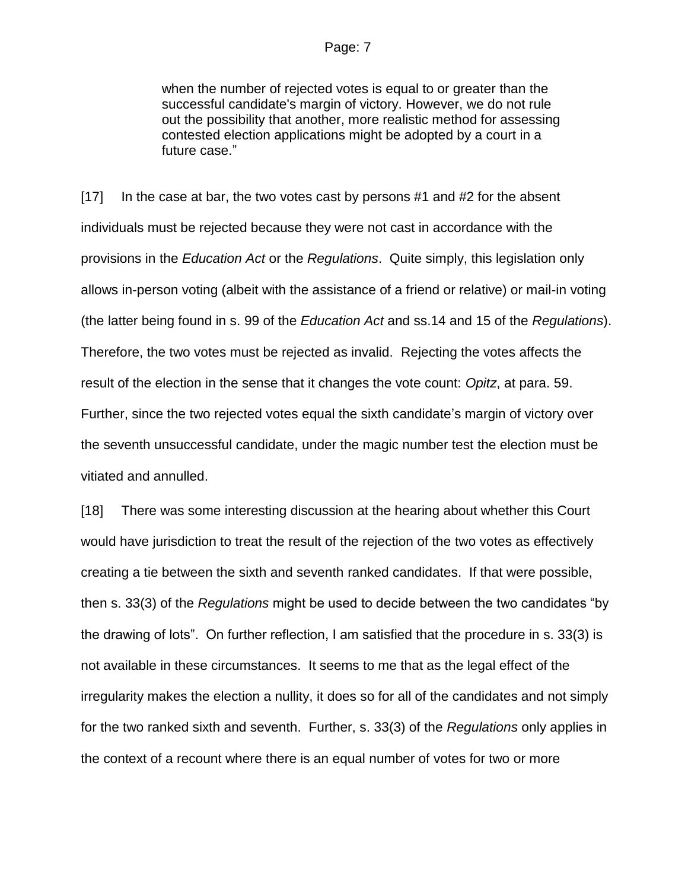> when the number of rejected votes is equal to or greater than the successful candidate's margin of victory. However, we do not rule out the possibility that another, more realistic method for assessing contested election applications might be adopted by a court in a future case."

[17] In the case at bar, the two votes cast by persons #1 and #2 for the absent individuals must be rejected because they were not cast in accordance with the provisions in the *Education Act* or the *Regulations*. Quite simply, this legislation only allows in-person voting (albeit with the assistance of a friend or relative) or mail-in voting (the latter being found in s. 99 of the *Education Act* and ss.14 and 15 of the *Regulations*). Therefore, the two votes must be rejected as invalid. Rejecting the votes affects the result of the election in the sense that it changes the vote count: *Opitz*, at para. 59. Further, since the two rejected votes equal the sixth candidate's margin of victory over the seventh unsuccessful candidate, under the magic number test the election must be vitiated and annulled.

[18] There was some interesting discussion at the hearing about whether this Court would have jurisdiction to treat the result of the rejection of the two votes as effectively creating a tie between the sixth and seventh ranked candidates. If that were possible, then s. 33(3) of the *Regulations* might be used to decide between the two candidates "by the drawing of lots". On further reflection, I am satisfied that the procedure in s. 33(3) is not available in these circumstances. It seems to me that as the legal effect of the irregularity makes the election a nullity, it does so for all of the candidates and not simply for the two ranked sixth and seventh. Further, s. 33(3) of the *Regulations* only applies in the context of a recount where there is an equal number of votes for two or more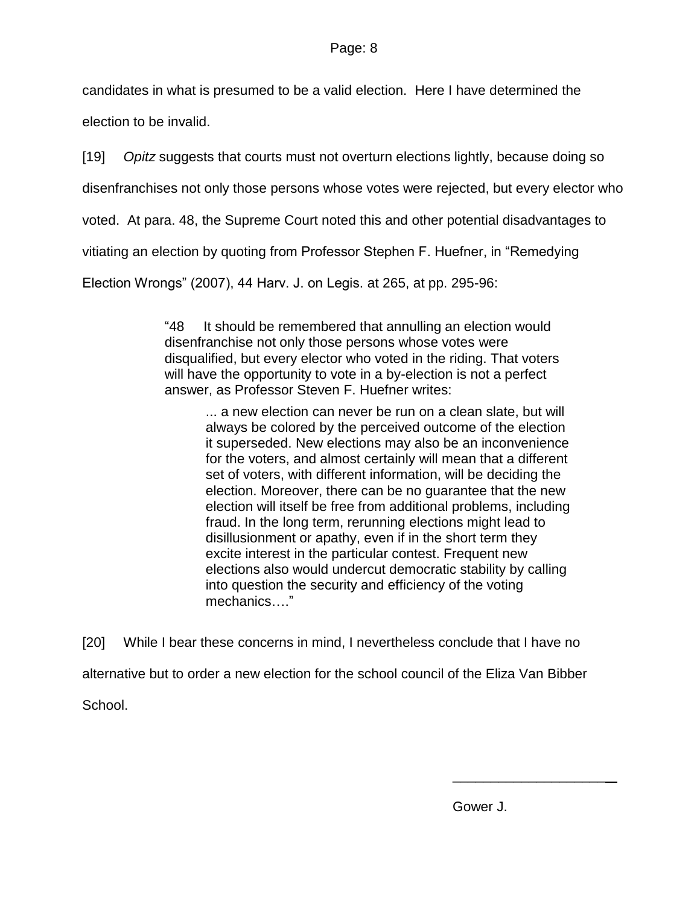candidates in what is presumed to be a valid election. Here I have determined the election to be invalid.

[19] *Opitz* suggests that courts must not overturn elections lightly, because doing so disenfranchises not only those persons whose votes were rejected, but every elector who voted. At para. 48, the Supreme Court noted this and other potential disadvantages to vitiating an election by quoting from Professor Stephen F. Huefner, in "Remedying Election Wrongs" (2007), 44 Harv. J. on Legis. at 265, at pp. 295-96:

> "48 It should be remembered that annulling an election would disenfranchise not only those persons whose votes were disqualified, but every elector who voted in the riding. That voters will have the opportunity to vote in a by-election is not a perfect answer, as Professor Steven F. Huefner writes:
>
> > ... a new election can never be run on a clean slate, but will always be colored by the perceived outcome of the election it superseded. New elections may also be an inconvenience for the voters, and almost certainly will mean that a different set of voters, with different information, will be deciding the election. Moreover, there can be no guarantee that the new election will itself be free from additional problems, including fraud. In the long term, rerunning elections might lead to disillusionment or apathy, even if in the short term they excite interest in the particular contest. Frequent new elections also would undercut democratic stability by calling into question the security and efficiency of the voting mechanics…."

[20] While I bear these concerns in mind, I nevertheless conclude that I have no alternative but to order a new election for the school council of the Eliza Van Bibber School.

\_\_\_\_\_\_\_\_\_\_\_\_\_\_\_\_\_\_\_\_\_\_

Gower J.